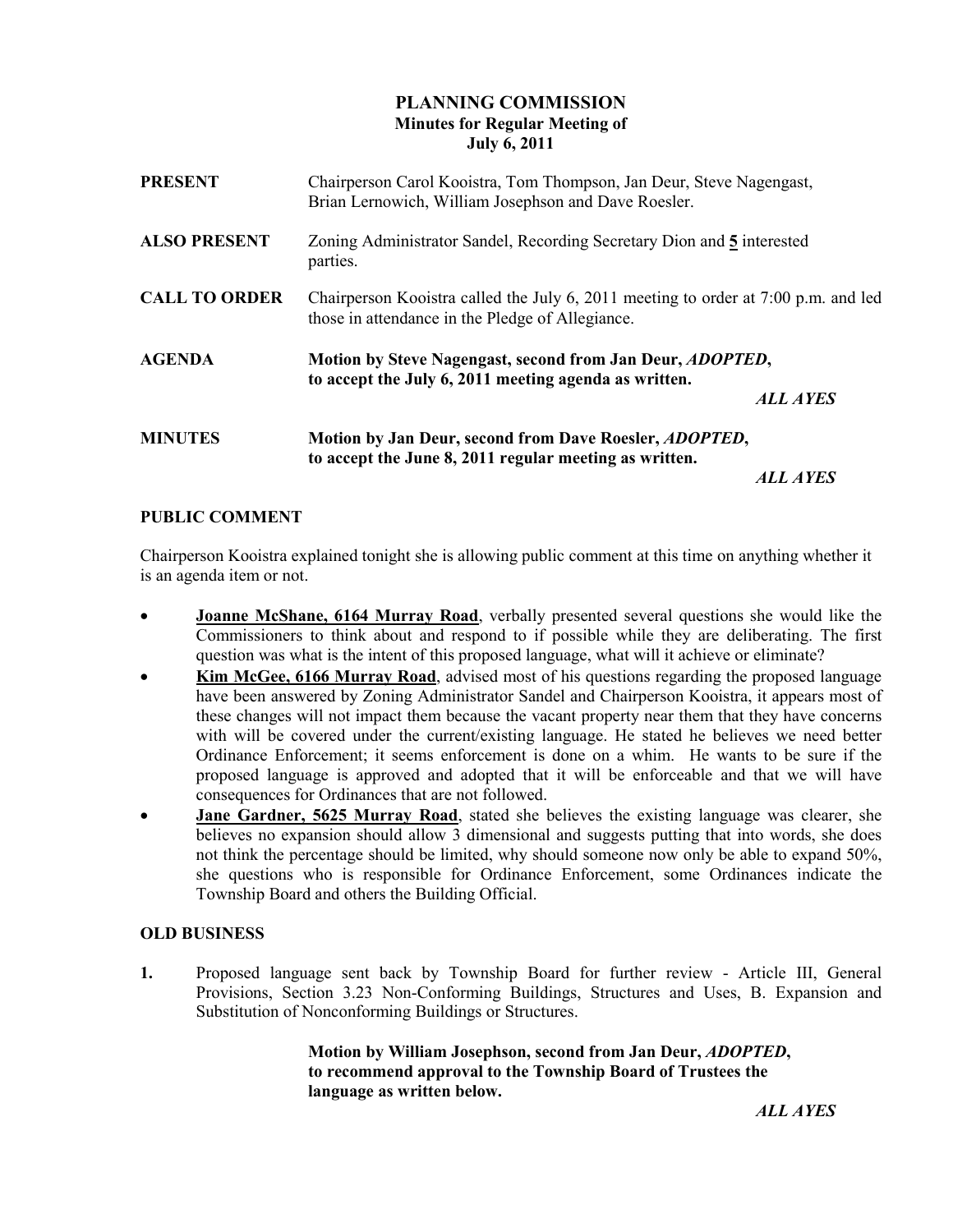# PLANNING COMMISSION

**Minutes for Regular Meeting of**
**July 6, 2011**

**PRESENT** Chairperson Carol Kooistra, Tom Thompson, Jan Deur, Steve Nagengast, Brian Lernowich, William Josephson and Dave Roesler.

**ALSO PRESENT** Zoning Administrator Sandel, Recording Secretary Dion and **5** interested parties.

**CALL TO ORDER** Chairperson Kooistra called the July 6, 2011 meeting to order at 7:00 p.m. and led those in attendance in the Pledge of Allegiance.

**AGENDA** **Motion by Steve Nagengast, second from Jan Deur, *ADOPTED*, to accept the July 6, 2011 meeting agenda as written.**

***ALL AYES***

**MINUTES** **Motion by Jan Deur, second from Dave Roesler, *ADOPTED*, to accept the June 8, 2011 regular meeting as written.**

***ALL AYES***

## PUBLIC COMMENT

Chairperson Kooistra explained tonight she is allowing public comment at this time on anything whether it is an agenda item or not.

- **Joanne McShane, 6164 Murray Road**, verbally presented several questions she would like the Commissioners to think about and respond to if possible while they are deliberating. The first question was what is the intent of this proposed language, what will it achieve or eliminate?
- **Kim McGee, 6166 Murray Road**, advised most of his questions regarding the proposed language have been answered by Zoning Administrator Sandel and Chairperson Kooistra, it appears most of these changes will not impact them because the vacant property near them that they have concerns with will be covered under the current/existing language. He stated he believes we need better Ordinance Enforcement; it seems enforcement is done on a whim. He wants to be sure if the proposed language is approved and adopted that it will be enforceable and that we will have consequences for Ordinances that are not followed.
- **Jane Gardner, 5625 Murray Road**, stated she believes the existing language was clearer, she believes no expansion should allow 3 dimensional and suggests putting that into words, she does not think the percentage should be limited, why should someone now only be able to expand 50%, she questions who is responsible for Ordinance Enforcement, some Ordinances indicate the Township Board and others the Building Official.

## OLD BUSINESS

**1.** Proposed language sent back by Township Board for further review - Article III, General Provisions, Section 3.23 Non-Conforming Buildings, Structures and Uses, B. Expansion and Substitution of Nonconforming Buildings or Structures.

**Motion by William Josephson, second from Jan Deur, *ADOPTED*, to recommend approval to the Township Board of Trustees the language as written below.**

***ALL AYES***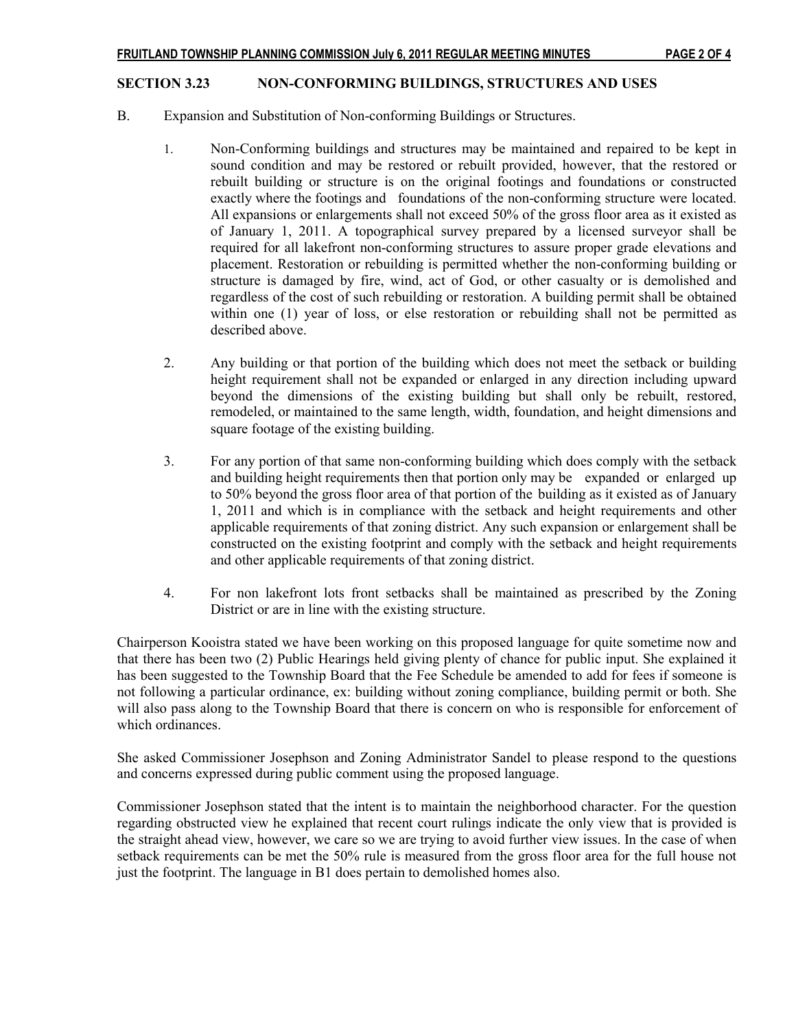## SECTION 3.23 NON-CONFORMING BUILDINGS, STRUCTURES AND USES

B. Expansion and Substitution of Non-conforming Buildings or Structures.

1. Non-Conforming buildings and structures may be maintained and repaired to be kept in sound condition and may be restored or rebuilt provided, however, that the restored or rebuilt building or structure is on the original footings and foundations or constructed exactly where the footings and foundations of the non-conforming structure were located. All expansions or enlargements shall not exceed 50% of the gross floor area as it existed as of January 1, 2011. A topographical survey prepared by a licensed surveyor shall be required for all lakefront non-conforming structures to assure proper grade elevations and placement. Restoration or rebuilding is permitted whether the non-conforming building or structure is damaged by fire, wind, act of God, or other casualty or is demolished and regardless of the cost of such rebuilding or restoration. A building permit shall be obtained within one (1) year of loss, or else restoration or rebuilding shall not be permitted as described above.

2. Any building or that portion of the building which does not meet the setback or building height requirement shall not be expanded or enlarged in any direction including upward beyond the dimensions of the existing building but shall only be rebuilt, restored, remodeled, or maintained to the same length, width, foundation, and height dimensions and square footage of the existing building.

3. For any portion of that same non-conforming building which does comply with the setback and building height requirements then that portion only may be expanded or enlarged up to 50% beyond the gross floor area of that portion of the building as it existed as of January 1, 2011 and which is in compliance with the setback and height requirements and other applicable requirements of that zoning district. Any such expansion or enlargement shall be constructed on the existing footprint and comply with the setback and height requirements and other applicable requirements of that zoning district.

4. For non lakefront lots front setbacks shall be maintained as prescribed by the Zoning District or are in line with the existing structure.

Chairperson Kooistra stated we have been working on this proposed language for quite sometime now and that there has been two (2) Public Hearings held giving plenty of chance for public input. She explained it has been suggested to the Township Board that the Fee Schedule be amended to add for fees if someone is not following a particular ordinance, ex: building without zoning compliance, building permit or both. She will also pass along to the Township Board that there is concern on who is responsible for enforcement of which ordinances.

She asked Commissioner Josephson and Zoning Administrator Sandel to please respond to the questions and concerns expressed during public comment using the proposed language.

Commissioner Josephson stated that the intent is to maintain the neighborhood character. For the question regarding obstructed view he explained that recent court rulings indicate the only view that is provided is the straight ahead view, however, we care so we are trying to avoid further view issues. In the case of when setback requirements can be met the 50% rule is measured from the gross floor area for the full house not just the footprint. The language in B1 does pertain to demolished homes also.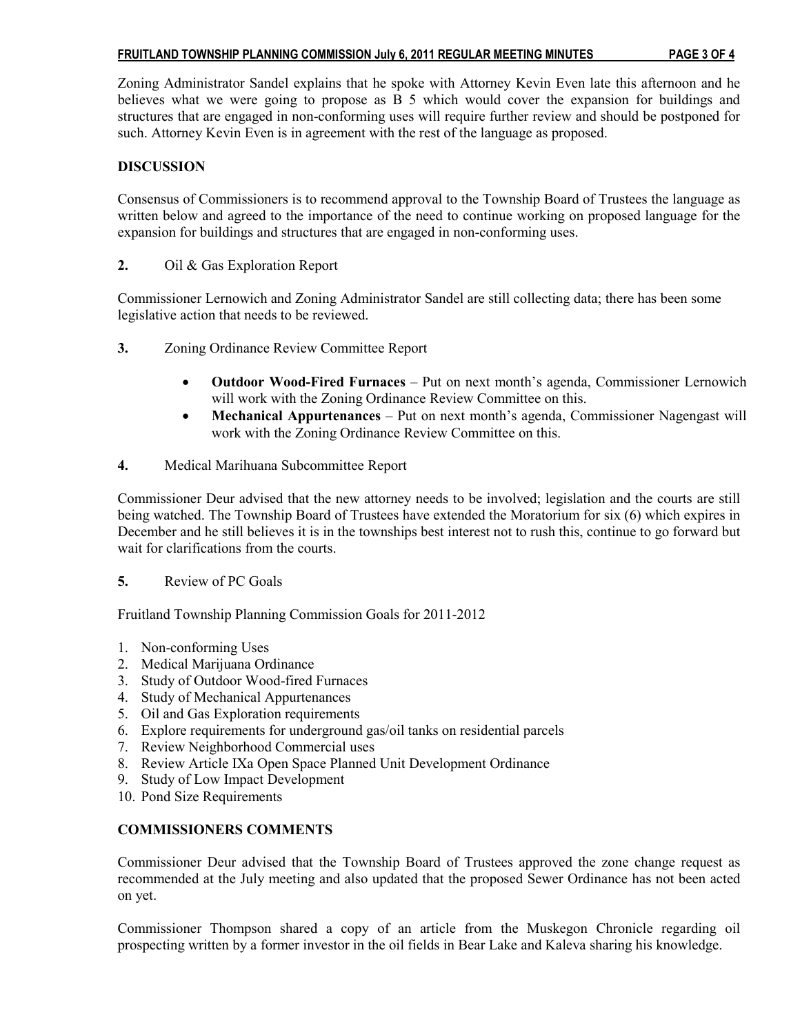Zoning Administrator Sandel explains that he spoke with Attorney Kevin Even late this afternoon and he believes what we were going to propose as B 5 which would cover the expansion for buildings and structures that are engaged in non-conforming uses will require further review and should be postponed for such. Attorney Kevin Even is in agreement with the rest of the language as proposed.

**DISCUSSION**

Consensus of Commissioners is to recommend approval to the Township Board of Trustees the language as written below and agreed to the importance of the need to continue working on proposed language for the expansion for buildings and structures that are engaged in non-conforming uses.

**2.** Oil & Gas Exploration Report

Commissioner Lernowich and Zoning Administrator Sandel are still collecting data; there has been some legislative action that needs to be reviewed.

**3.** Zoning Ordinance Review Committee Report

- **Outdoor Wood-Fired Furnaces** – Put on next month's agenda, Commissioner Lernowich will work with the Zoning Ordinance Review Committee on this.
- **Mechanical Appurtenances** – Put on next month's agenda, Commissioner Nagengast will work with the Zoning Ordinance Review Committee on this.

**4.** Medical Marihuana Subcommittee Report

Commissioner Deur advised that the new attorney needs to be involved; legislation and the courts are still being watched. The Township Board of Trustees have extended the Moratorium for six (6) which expires in December and he still believes it is in the townships best interest not to rush this, continue to go forward but wait for clarifications from the courts.

**5.** Review of PC Goals

Fruitland Township Planning Commission Goals for 2011-2012

1. Non-conforming Uses
2. Medical Marijuana Ordinance
3. Study of Outdoor Wood-fired Furnaces
4. Study of Mechanical Appurtenances
5. Oil and Gas Exploration requirements
6. Explore requirements for underground gas/oil tanks on residential parcels
7. Review Neighborhood Commercial uses
8. Review Article IXa Open Space Planned Unit Development Ordinance
9. Study of Low Impact Development
10. Pond Size Requirements

**COMMISSIONERS COMMENTS**

Commissioner Deur advised that the Township Board of Trustees approved the zone change request as recommended at the July meeting and also updated that the proposed Sewer Ordinance has not been acted on yet.

Commissioner Thompson shared a copy of an article from the Muskegon Chronicle regarding oil prospecting written by a former investor in the oil fields in Bear Lake and Kaleva sharing his knowledge.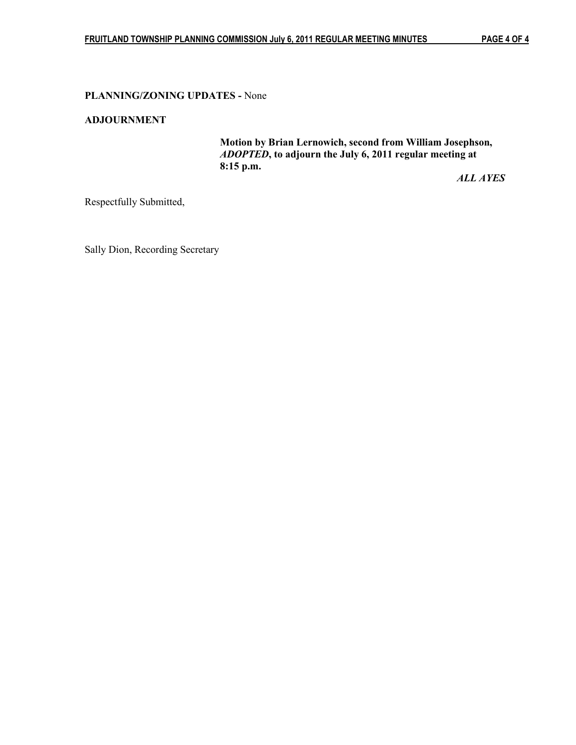**PLANNING/ZONING UPDATES -** None

**ADJOURNMENT**

> **Motion by Brian Lernowich, second from William Josephson, *ADOPTED*, to adjourn the July 6, 2011 regular meeting at 8:15 p.m.**
>
> ***ALL AYES***

Respectfully Submitted,

Sally Dion, Recording Secretary